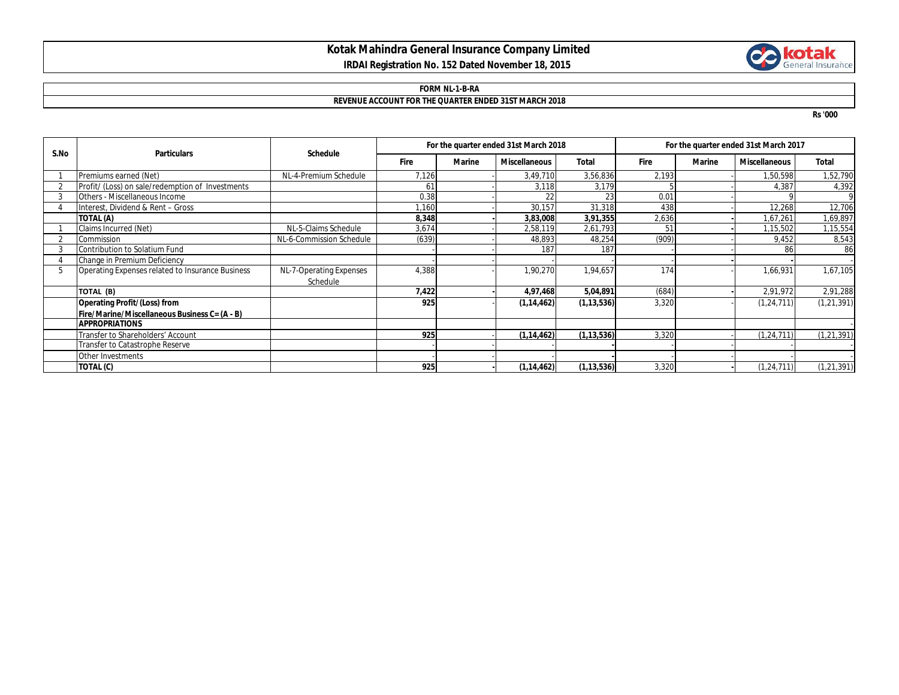# Kotak Mahindra General Insurance Company Limited

**IRDAI Registration No. 152 Dated November 18, 2015**

**FORM NL-1-B-RA**

**REVENUE ACCOUNT FOR THE QUARTER ENDED 31ST MARCH 2018**

Rs '000

| S.No | Particulars | Schedule | For the quarter ended 31st March 2018 | | | | For the quarter ended 31st March 2017 | | | |
|---|---|---|---|---|---|---|---|---|---|---|
| | | | Fire | Marine | Miscellaneous | Total | Fire | Marine | Miscellaneous | Total |
| 1 | Premiums earned (Net) | NL-4-Premium Schedule | 7,126 | - | 3,49,710 | 3,56,836 | 2,193 | - | 1,50,598 | 1,52,790 |
| 2 | Profit/ (Loss) on sale/redemption of Investments | | 61 | - | 3,118 | 3,179 | 5 | - | 4,387 | 4,392 |
| 3 | Others - Miscellaneous Income | | 0.38 | - | 22 | 23 | 0.01 | - | 9 | 9 |
| 4 | Interest, Dividend & Rent – Gross | | 1,160 | - | 30,157 | 31,318 | 438 | - | 12,268 | 12,706 |
| | **TOTAL (A)** | | **8,348** | **-** | **3,83,008** | **3,91,355** | 2,636 | **-** | 1,67,261 | 1,69,897 |
| 1 | Claims Incurred (Net) | NL-5-Claims Schedule | 3,674 | - | 2,58,119 | 2,61,793 | 51 | **-** | 1,15,502 | 1,15,554 |
| 2 | Commission | NL-6-Commission Schedule | (639) | - | 48,893 | 48,254 | (909) | - | 9,452 | 8,543 |
| 3 | Contribution to Solatium Fund | | - | - | 187 | 187 | - | - | 86 | 86 |
| 4 | Change in Premium Deficiency | | - | - | - | - | - | **-** | **-** | - |
| 5 | Operating Expenses related to Insurance Business | NL-7-Operating Expenses Schedule | 4,388 | - | 1,90,270 | 1,94,657 | 174 | - | 1,66,931 | 1,67,105 |
| | **TOTAL (B)** | | **7,422** | **-** | **4,97,468** | **5,04,891** | (684) | **-** | 2,91,972 | 2,91,288 |
| | **Operating Profit/(Loss) from Fire/Marine/Miscellaneous Business C= (A - B)** | | **925** | - | **(1,14,462)** | **(1,13,536)** | 3,320 | - | (1,24,711) | (1,21,391) |
| | **APPROPRIATIONS** | | | | | | | | | - |
| | Transfer to Shareholders' Account | | **925** | - | **(1,14,462)** | **(1,13,536)** | 3,320 | - | (1,24,711) | (1,21,391) |
| | Transfer to Catastrophe Reserve | | - | - | - | **-** | - | - | - | - |
| | Other Investments | | - | - | - | **-** | - | - | - | - |
| | **TOTAL (C)** | | **925** | **-** | **(1,14,462)** | **(1,13,536)** | 3,320 | **-** | (1,24,711) | (1,21,391) |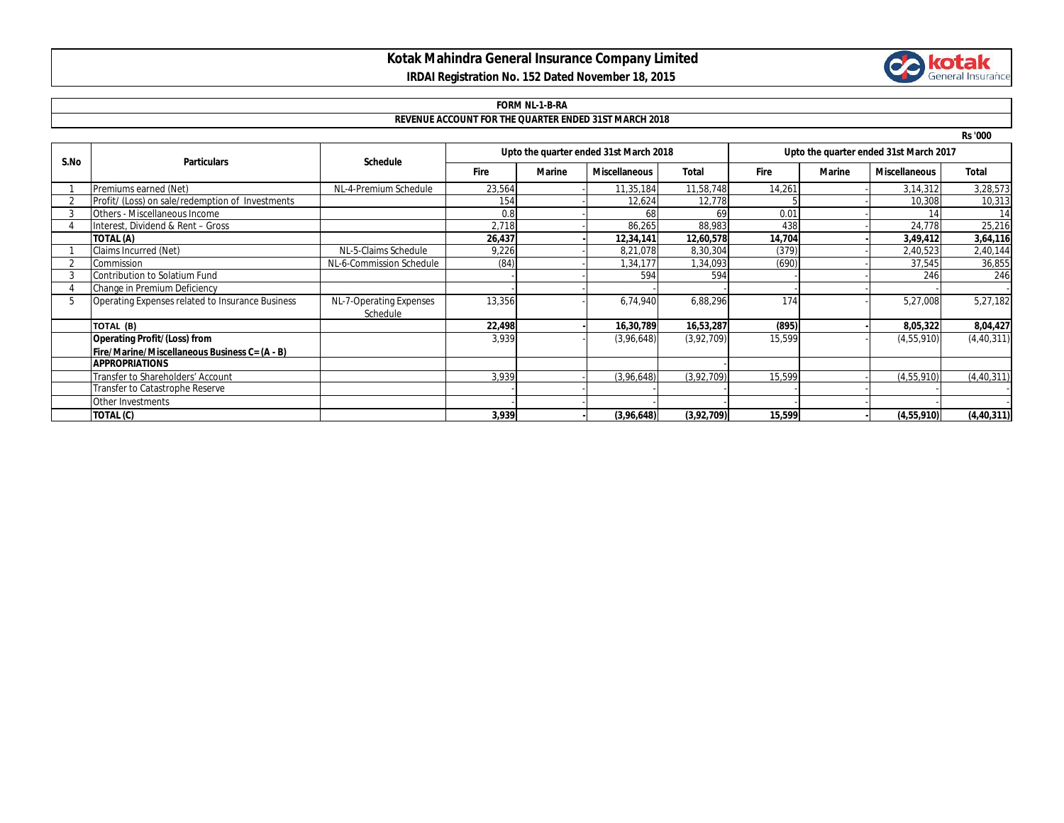# Kotak Mahindra General Insurance Company Limited

**IRDAI Registration No. 152 Dated November 18, 2015**

**FORM NL-1-B-RA**

**REVENUE ACCOUNT FOR THE QUARTER ENDED 31ST MARCH 2018**

Rs '000

| S.No | Particulars | Schedule | Upto the quarter ended 31st March 2018 | | | | Upto the quarter ended 31st March 2017 | | | |
|---|---|---|---|---|---|---|---|---|---|---|
| | | | Fire | Marine | Miscellaneous | Total | Fire | Marine | Miscellaneous | Total |
| 1 | Premiums earned (Net) | NL-4-Premium Schedule | 23,564 | - | 11,35,184 | 11,58,748 | 14,261 | - | 3,14,312 | 3,28,573 |
| 2 | Profit/ (Loss) on sale/redemption of Investments | | 154 | - | 12,624 | 12,778 | 5 | - | 10,308 | 10,313 |
| 3 | Others - Miscellaneous Income | | 0.8 | - | 68 | 69 | 0.01 | - | 14 | 14 |
| 4 | Interest, Dividend & Rent – Gross | | 2,718 | - | 86,265 | 88,983 | 438 | - | 24,778 | 25,216 |
| | **TOTAL (A)** | | **26,437** | **-** | **12,34,141** | **12,60,578** | **14,704** | **-** | **3,49,412** | **3,64,116** |
| 1 | Claims Incurred (Net) | NL-5-Claims Schedule | 9,226 | - | 8,21,078 | 8,30,304 | (379) | - | 2,40,523 | 2,40,144 |
| 2 | Commission | NL-6-Commission Schedule | (84) | - | 1,34,177 | 1,34,093 | (690) | - | 37,545 | 36,855 |
| 3 | Contribution to Solatium Fund | | - | - | 594 | 594 | - | - | 246 | 246 |
| 4 | Change in Premium Deficiency | | - | - | - | - | - | - | - | - |
| 5 | Operating Expenses related to Insurance Business | NL-7-Operating Expenses Schedule | 13,356 | - | 6,74,940 | 6,88,296 | 174 | - | 5,27,008 | 5,27,182 |
| | **TOTAL (B)** | | **22,498** | **-** | **16,30,789** | **16,53,287** | **(895)** | **-** | **8,05,322** | **8,04,427** |
| | **Operating Profit/(Loss) from Fire/Marine/Miscellaneous Business C= (A - B)** | | 3,939 | - | (3,96,648) | (3,92,709) | 15,599 | - | (4,55,910) | (4,40,311) |
| | **APPROPRIATIONS** | | | | | - | | | | |
| | Transfer to Shareholders' Account | | 3,939 | - | (3,96,648) | (3,92,709) | 15,599 | - | (4,55,910) | (4,40,311) |
| | Transfer to Catastrophe Reserve | | - | - | - | - | - | - | - | - |
| | Other Investments | | - | - | - | - | - | - | - | - |
| | **TOTAL (C)** | | **3,939** | **-** | **(3,96,648)** | **(3,92,709)** | **15,599** | **-** | **(4,55,910)** | **(4,40,311)** |